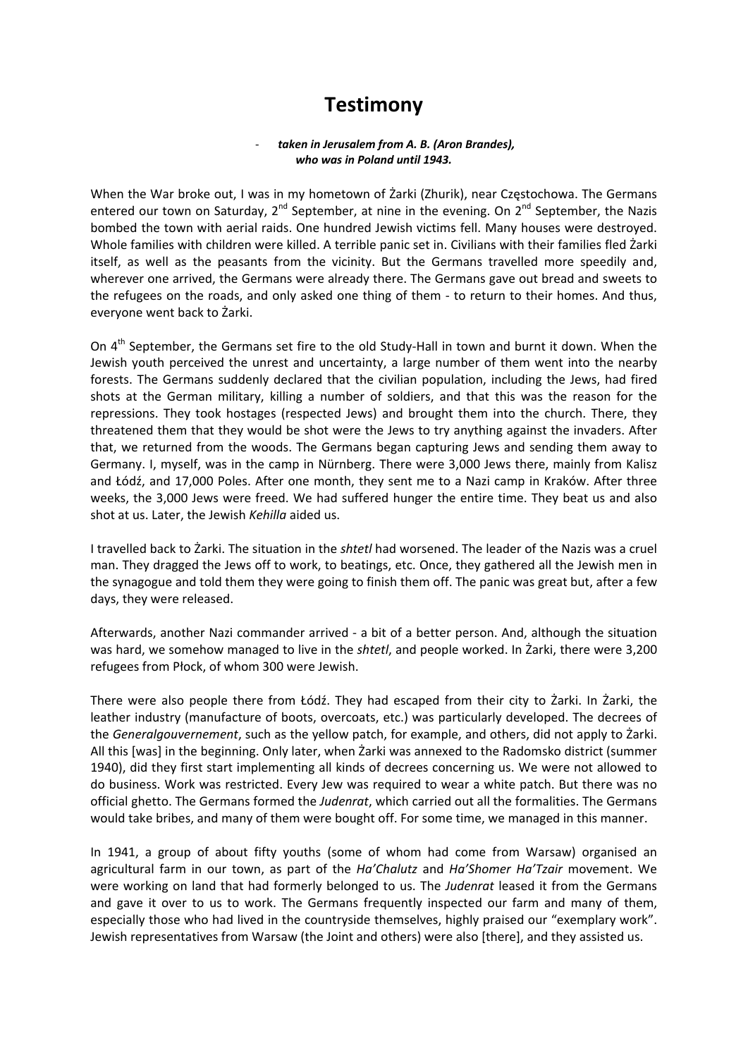# Testimony

- ***taken in Jerusalem from A. B. (Aron Brandes), who was in Poland until 1943.***

When the War broke out, I was in my hometown of Żarki (Zhurik), near Częstochowa. The Germans entered our town on Saturday, 2nd September, at nine in the evening. On 2nd September, the Nazis bombed the town with aerial raids. One hundred Jewish victims fell. Many houses were destroyed. Whole families with children were killed. A terrible panic set in. Civilians with their families fled Żarki itself, as well as the peasants from the vicinity. But the Germans travelled more speedily and, wherever one arrived, the Germans were already there. The Germans gave out bread and sweets to the refugees on the roads, and only asked one thing of them - to return to their homes. And thus, everyone went back to Żarki.

On 4th September, the Germans set fire to the old Study-Hall in town and burnt it down. When the Jewish youth perceived the unrest and uncertainty, a large number of them went into the nearby forests. The Germans suddenly declared that the civilian population, including the Jews, had fired shots at the German military, killing a number of soldiers, and that this was the reason for the repressions. They took hostages (respected Jews) and brought them into the church. There, they threatened them that they would be shot were the Jews to try anything against the invaders. After that, we returned from the woods. The Germans began capturing Jews and sending them away to Germany. I, myself, was in the camp in Nürnberg. There were 3,000 Jews there, mainly from Kalisz and Łódź, and 17,000 Poles. After one month, they sent me to a Nazi camp in Kraków. After three weeks, the 3,000 Jews were freed. We had suffered hunger the entire time. They beat us and also shot at us. Later, the Jewish *Kehilla* aided us.

I travelled back to Żarki. The situation in the *shtetl* had worsened. The leader of the Nazis was a cruel man. They dragged the Jews off to work, to beatings, etc. Once, they gathered all the Jewish men in the synagogue and told them they were going to finish them off. The panic was great but, after a few days, they were released.

Afterwards, another Nazi commander arrived - a bit of a better person. And, although the situation was hard, we somehow managed to live in the *shtetl*, and people worked. In Żarki, there were 3,200 refugees from Płock, of whom 300 were Jewish.

There were also people there from Łódź. They had escaped from their city to Żarki. In Żarki, the leather industry (manufacture of boots, overcoats, etc.) was particularly developed. The decrees of the *Generalgouvernement*, such as the yellow patch, for example, and others, did not apply to Żarki. All this [was] in the beginning. Only later, when Żarki was annexed to the Radomsko district (summer 1940), did they first start implementing all kinds of decrees concerning us. We were not allowed to do business. Work was restricted. Every Jew was required to wear a white patch. But there was no official ghetto. The Germans formed the *Judenrat*, which carried out all the formalities. The Germans would take bribes, and many of them were bought off. For some time, we managed in this manner.

In 1941, a group of about fifty youths (some of whom had come from Warsaw) organised an agricultural farm in our town, as part of the *Ha'Chalutz* and *Ha'Shomer Ha'Tzair* movement. We were working on land that had formerly belonged to us. The *Judenrat* leased it from the Germans and gave it over to us to work. The Germans frequently inspected our farm and many of them, especially those who had lived in the countryside themselves, highly praised our "exemplary work". Jewish representatives from Warsaw (the Joint and others) were also [there], and they assisted us.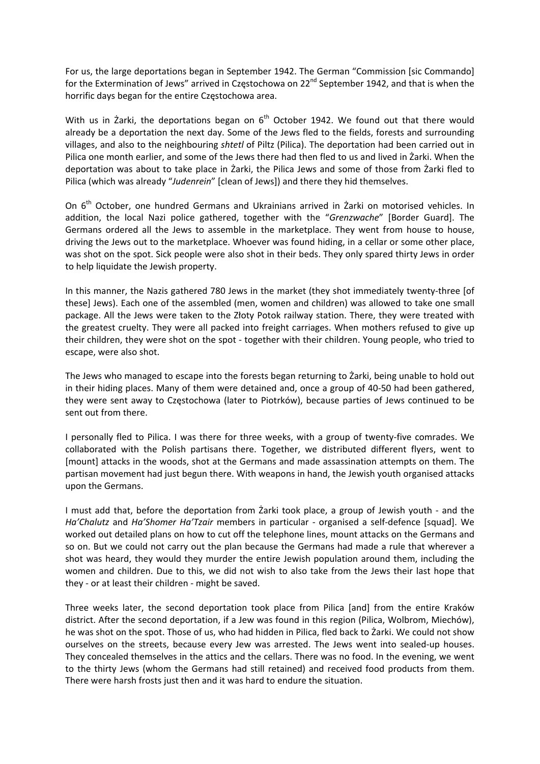For us, the large deportations began in September 1942. The German "Commission [sic Commando] for the Extermination of Jews" arrived in Częstochowa on 22nd September 1942, and that is when the horrific days began for the entire Częstochowa area.

With us in Żarki, the deportations began on 6th October 1942. We found out that there would already be a deportation the next day. Some of the Jews fled to the fields, forests and surrounding villages, and also to the neighbouring *shtetl* of Piltz (Pilica). The deportation had been carried out in Pilica one month earlier, and some of the Jews there had then fled to us and lived in Żarki. When the deportation was about to take place in Żarki, the Pilica Jews and some of those from Żarki fled to Pilica (which was already "*Judenrein*" [clean of Jews]) and there they hid themselves.

On 6th October, one hundred Germans and Ukrainians arrived in Żarki on motorised vehicles. In addition, the local Nazi police gathered, together with the "*Grenzwache*" [Border Guard]. The Germans ordered all the Jews to assemble in the marketplace. They went from house to house, driving the Jews out to the marketplace. Whoever was found hiding, in a cellar or some other place, was shot on the spot. Sick people were also shot in their beds. They only spared thirty Jews in order to help liquidate the Jewish property.

In this manner, the Nazis gathered 780 Jews in the market (they shot immediately twenty-three [of these] Jews). Each one of the assembled (men, women and children) was allowed to take one small package. All the Jews were taken to the Złoty Potok railway station. There, they were treated with the greatest cruelty. They were all packed into freight carriages. When mothers refused to give up their children, they were shot on the spot - together with their children. Young people, who tried to escape, were also shot.

The Jews who managed to escape into the forests began returning to Żarki, being unable to hold out in their hiding places. Many of them were detained and, once a group of 40-50 had been gathered, they were sent away to Częstochowa (later to Piotrków), because parties of Jews continued to be sent out from there.

I personally fled to Pilica. I was there for three weeks, with a group of twenty-five comrades. We collaborated with the Polish partisans there. Together, we distributed different flyers, went to [mount] attacks in the woods, shot at the Germans and made assassination attempts on them. The partisan movement had just begun there. With weapons in hand, the Jewish youth organised attacks upon the Germans.

I must add that, before the deportation from Żarki took place, a group of Jewish youth - and the *Ha'Chalutz* and *Ha'Shomer Ha'Tzair* members in particular - organised a self-defence [squad]. We worked out detailed plans on how to cut off the telephone lines, mount attacks on the Germans and so on. But we could not carry out the plan because the Germans had made a rule that wherever a shot was heard, they would they murder the entire Jewish population around them, including the women and children. Due to this, we did not wish to also take from the Jews their last hope that they - or at least their children - might be saved.

Three weeks later, the second deportation took place from Pilica [and] from the entire Kraków district. After the second deportation, if a Jew was found in this region (Pilica, Wolbrom, Miechów), he was shot on the spot. Those of us, who had hidden in Pilica, fled back to Żarki. We could not show ourselves on the streets, because every Jew was arrested. The Jews went into sealed-up houses. They concealed themselves in the attics and the cellars. There was no food. In the evening, we went to the thirty Jews (whom the Germans had still retained) and received food products from them. There were harsh frosts just then and it was hard to endure the situation.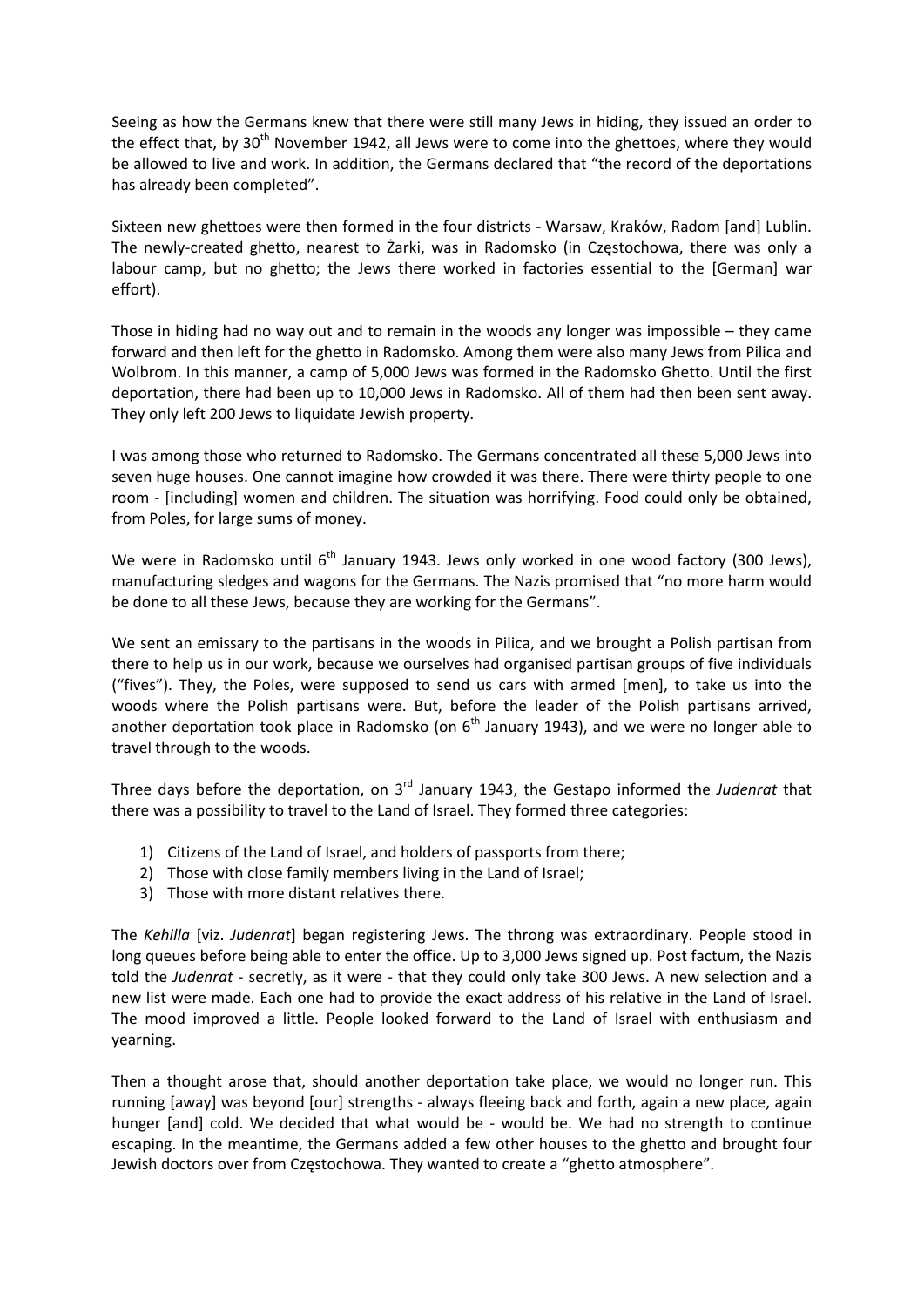Seeing as how the Germans knew that there were still many Jews in hiding, they issued an order to the effect that, by 30th November 1942, all Jews were to come into the ghettoes, where they would be allowed to live and work. In addition, the Germans declared that "the record of the deportations has already been completed".

Sixteen new ghettoes were then formed in the four districts - Warsaw, Kraków, Radom [and] Lublin. The newly-created ghetto, nearest to Żarki, was in Radomsko (in Częstochowa, there was only a labour camp, but no ghetto; the Jews there worked in factories essential to the [German] war effort).

Those in hiding had no way out and to remain in the woods any longer was impossible – they came forward and then left for the ghetto in Radomsko. Among them were also many Jews from Pilica and Wolbrom. In this manner, a camp of 5,000 Jews was formed in the Radomsko Ghetto. Until the first deportation, there had been up to 10,000 Jews in Radomsko. All of them had then been sent away. They only left 200 Jews to liquidate Jewish property.

I was among those who returned to Radomsko. The Germans concentrated all these 5,000 Jews into seven huge houses. One cannot imagine how crowded it was there. There were thirty people to one room - [including] women and children. The situation was horrifying. Food could only be obtained, from Poles, for large sums of money.

We were in Radomsko until 6th January 1943. Jews only worked in one wood factory (300 Jews), manufacturing sledges and wagons for the Germans. The Nazis promised that "no more harm would be done to all these Jews, because they are working for the Germans".

We sent an emissary to the partisans in the woods in Pilica, and we brought a Polish partisan from there to help us in our work, because we ourselves had organised partisan groups of five individuals ("fives"). They, the Poles, were supposed to send us cars with armed [men], to take us into the woods where the Polish partisans were. But, before the leader of the Polish partisans arrived, another deportation took place in Radomsko (on 6th January 1943), and we were no longer able to travel through to the woods.

Three days before the deportation, on 3rd January 1943, the Gestapo informed the *Judenrat* that there was a possibility to travel to the Land of Israel. They formed three categories:

1) Citizens of the Land of Israel, and holders of passports from there;
2) Those with close family members living in the Land of Israel;
3) Those with more distant relatives there.

The *Kehilla* [viz. *Judenrat*] began registering Jews. The throng was extraordinary. People stood in long queues before being able to enter the office. Up to 3,000 Jews signed up. Post factum, the Nazis told the *Judenrat* - secretly, as it were - that they could only take 300 Jews. A new selection and a new list were made. Each one had to provide the exact address of his relative in the Land of Israel. The mood improved a little. People looked forward to the Land of Israel with enthusiasm and yearning.

Then a thought arose that, should another deportation take place, we would no longer run. This running [away] was beyond [our] strengths - always fleeing back and forth, again a new place, again hunger [and] cold. We decided that what would be - would be. We had no strength to continue escaping. In the meantime, the Germans added a few other houses to the ghetto and brought four Jewish doctors over from Częstochowa. They wanted to create a "ghetto atmosphere".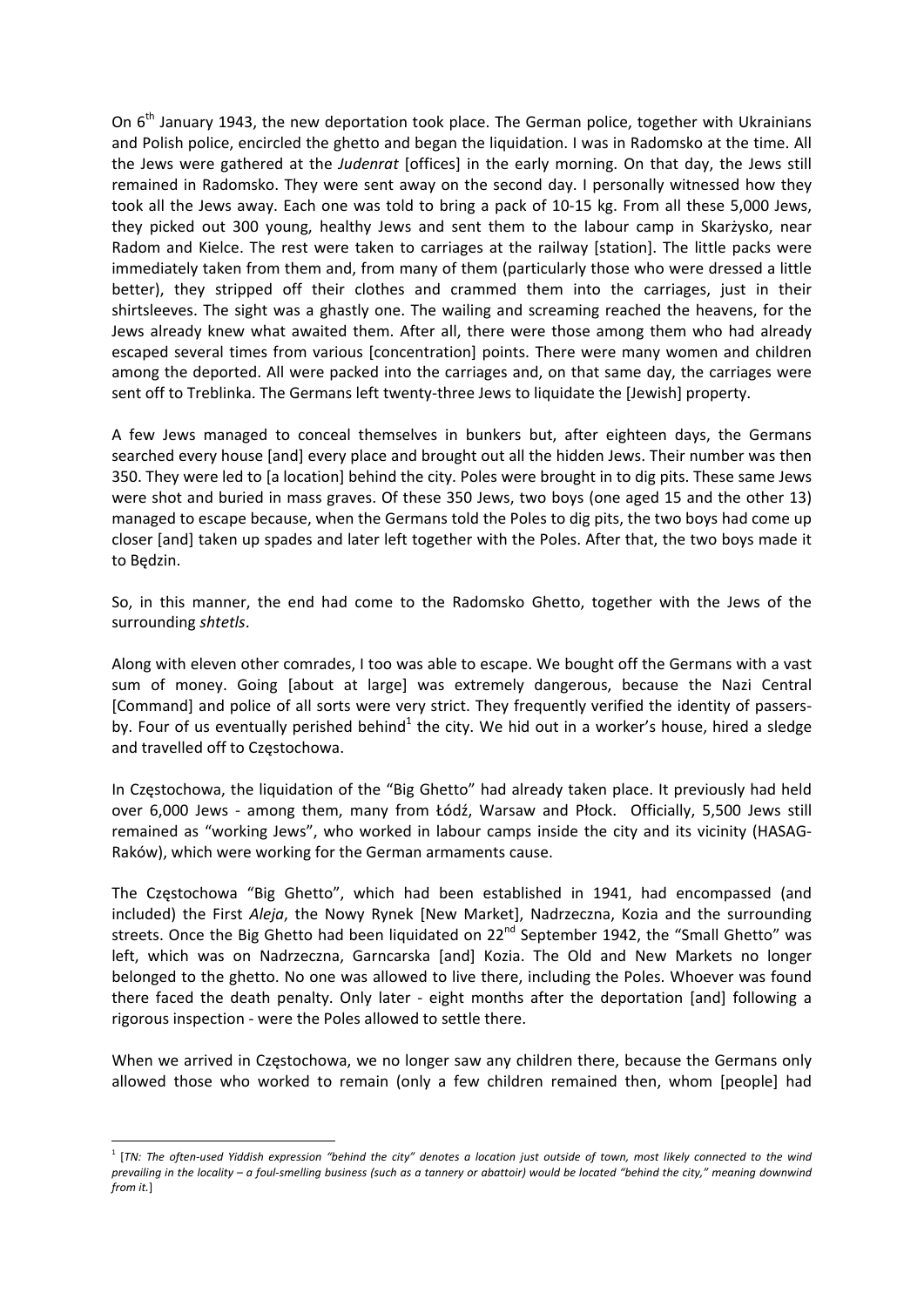On 6th January 1943, the new deportation took place. The German police, together with Ukrainians and Polish police, encircled the ghetto and began the liquidation. I was in Radomsko at the time. All the Jews were gathered at the *Judenrat* [offices] in the early morning. On that day, the Jews still remained in Radomsko. They were sent away on the second day. I personally witnessed how they took all the Jews away. Each one was told to bring a pack of 10-15 kg. From all these 5,000 Jews, they picked out 300 young, healthy Jews and sent them to the labour camp in Skarżysko, near Radom and Kielce. The rest were taken to carriages at the railway [station]. The little packs were immediately taken from them and, from many of them (particularly those who were dressed a little better), they stripped off their clothes and crammed them into the carriages, just in their shirtsleeves. The sight was a ghastly one. The wailing and screaming reached the heavens, for the Jews already knew what awaited them. After all, there were those among them who had already escaped several times from various [concentration] points. There were many women and children among the deported. All were packed into the carriages and, on that same day, the carriages were sent off to Treblinka. The Germans left twenty-three Jews to liquidate the [Jewish] property.

A few Jews managed to conceal themselves in bunkers but, after eighteen days, the Germans searched every house [and] every place and brought out all the hidden Jews. Their number was then 350. They were led to [a location] behind the city. Poles were brought in to dig pits. These same Jews were shot and buried in mass graves. Of these 350 Jews, two boys (one aged 15 and the other 13) managed to escape because, when the Germans told the Poles to dig pits, the two boys had come up closer [and] taken up spades and later left together with the Poles. After that, the two boys made it to Będzin.

So, in this manner, the end had come to the Radomsko Ghetto, together with the Jews of the surrounding *shtetls*.

Along with eleven other comrades, I too was able to escape. We bought off the Germans with a vast sum of money. Going [about at large] was extremely dangerous, because the Nazi Central [Command] and police of all sorts were very strict. They frequently verified the identity of passers-by. Four of us eventually perished behind[1] the city. We hid out in a worker's house, hired a sledge and travelled off to Częstochowa.

In Częstochowa, the liquidation of the "Big Ghetto" had already taken place. It previously had held over 6,000 Jews - among them, many from Łódź, Warsaw and Płock. Officially, 5,500 Jews still remained as "working Jews", who worked in labour camps inside the city and its vicinity (HASAG-Raków), which were working for the German armaments cause.

The Częstochowa "Big Ghetto", which had been established in 1941, had encompassed (and included) the First *Aleja*, the Nowy Rynek [New Market], Nadrzeczna, Kozia and the surrounding streets. Once the Big Ghetto had been liquidated on 22nd September 1942, the "Small Ghetto" was left, which was on Nadrzeczna, Garncarska [and] Kozia. The Old and New Markets no longer belonged to the ghetto. No one was allowed to live there, including the Poles. Whoever was found there faced the death penalty. Only later - eight months after the deportation [and] following a rigorous inspection - were the Poles allowed to settle there.

When we arrived in Częstochowa, we no longer saw any children there, because the Germans only allowed those who worked to remain (only a few children remained then, whom [people] had

[1] [*TN: The often-used Yiddish expression "behind the city" denotes a location just outside of town, most likely connected to the wind prevailing in the locality – a foul-smelling business (such as a tannery or abattoir) would be located "behind the city," meaning downwind from it.*]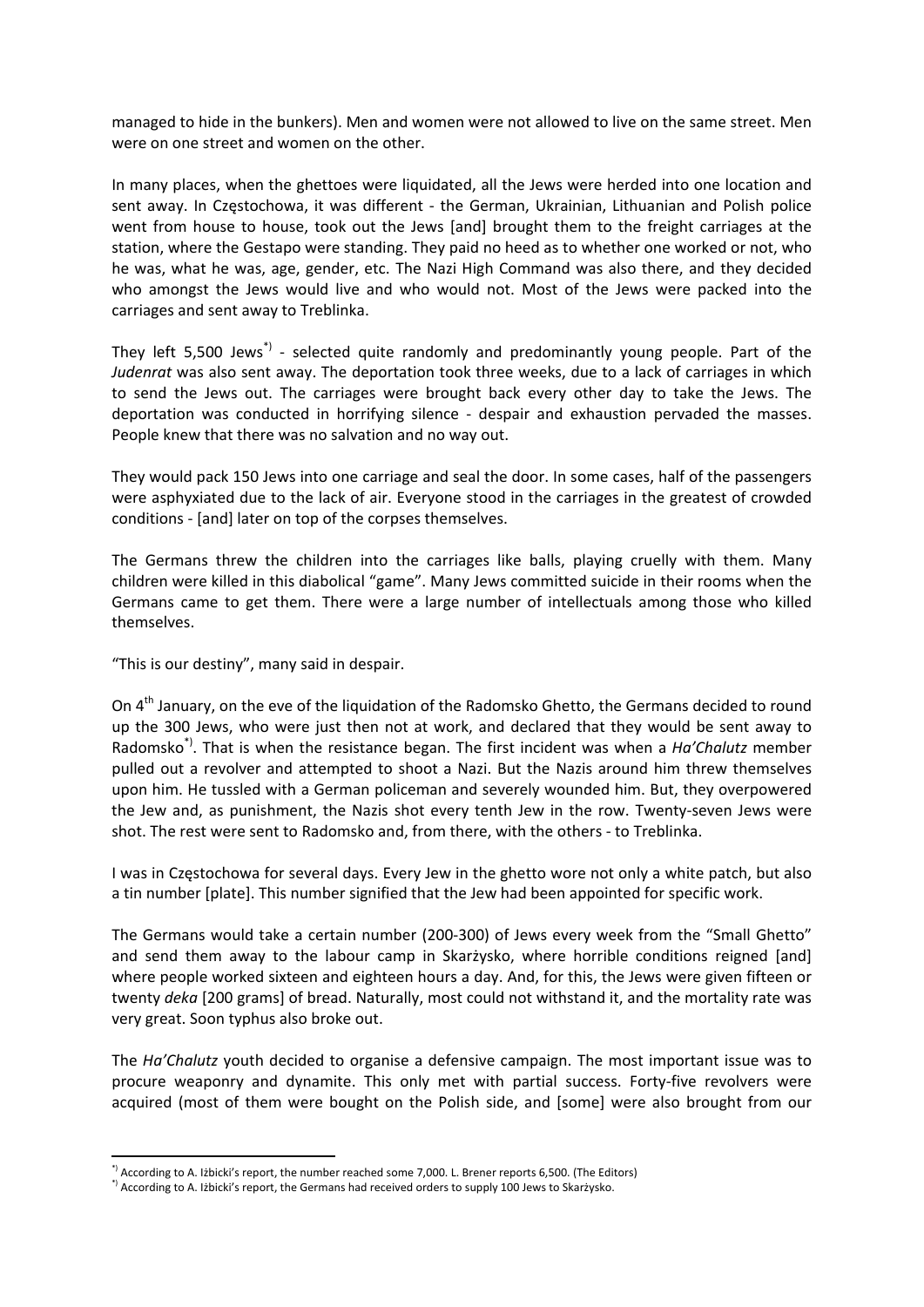managed to hide in the bunkers). Men and women were not allowed to live on the same street. Men were on one street and women on the other.

In many places, when the ghettoes were liquidated, all the Jews were herded into one location and sent away. In Częstochowa, it was different - the German, Ukrainian, Lithuanian and Polish police went from house to house, took out the Jews [and] brought them to the freight carriages at the station, where the Gestapo were standing. They paid no heed as to whether one worked or not, who he was, what he was, age, gender, etc. The Nazi High Command was also there, and they decided who amongst the Jews would live and who would not. Most of the Jews were packed into the carriages and sent away to Treblinka.

They left 5,500 Jews[*)] - selected quite randomly and predominantly young people. Part of the *Judenrat* was also sent away. The deportation took three weeks, due to a lack of carriages in which to send the Jews out. The carriages were brought back every other day to take the Jews. The deportation was conducted in horrifying silence - despair and exhaustion pervaded the masses. People knew that there was no salvation and no way out.

They would pack 150 Jews into one carriage and seal the door. In some cases, half of the passengers were asphyxiated due to the lack of air. Everyone stood in the carriages in the greatest of crowded conditions - [and] later on top of the corpses themselves.

The Germans threw the children into the carriages like balls, playing cruelly with them. Many children were killed in this diabolical "game". Many Jews committed suicide in their rooms when the Germans came to get them. There were a large number of intellectuals among those who killed themselves.

"This is our destiny", many said in despair.

On 4th January, on the eve of the liquidation of the Radomsko Ghetto, the Germans decided to round up the 300 Jews, who were just then not at work, and declared that they would be sent away to Radomsko[*)]. That is when the resistance began. The first incident was when a *Ha'Chalutz* member pulled out a revolver and attempted to shoot a Nazi. But the Nazis around him threw themselves upon him. He tussled with a German policeman and severely wounded him. But, they overpowered the Jew and, as punishment, the Nazis shot every tenth Jew in the row. Twenty-seven Jews were shot. The rest were sent to Radomsko and, from there, with the others - to Treblinka.

I was in Częstochowa for several days. Every Jew in the ghetto wore not only a white patch, but also a tin number [plate]. This number signified that the Jew had been appointed for specific work.

The Germans would take a certain number (200-300) of Jews every week from the "Small Ghetto" and send them away to the labour camp in Skarżysko, where horrible conditions reigned [and] where people worked sixteen and eighteen hours a day. And, for this, the Jews were given fifteen or twenty *deka* [200 grams] of bread. Naturally, most could not withstand it, and the mortality rate was very great. Soon typhus also broke out.

The *Ha'Chalutz* youth decided to organise a defensive campaign. The most important issue was to procure weaponry and dynamite. This only met with partial success. Forty-five revolvers were acquired (most of them were bought on the Polish side, and [some] were also brought from our

---

[*)] According to A. Iżbicki's report, the number reached some 7,000. L. Brener reports 6,500. (The Editors)

[*)] According to A. Iżbicki's report, the Germans had received orders to supply 100 Jews to Skarżysko.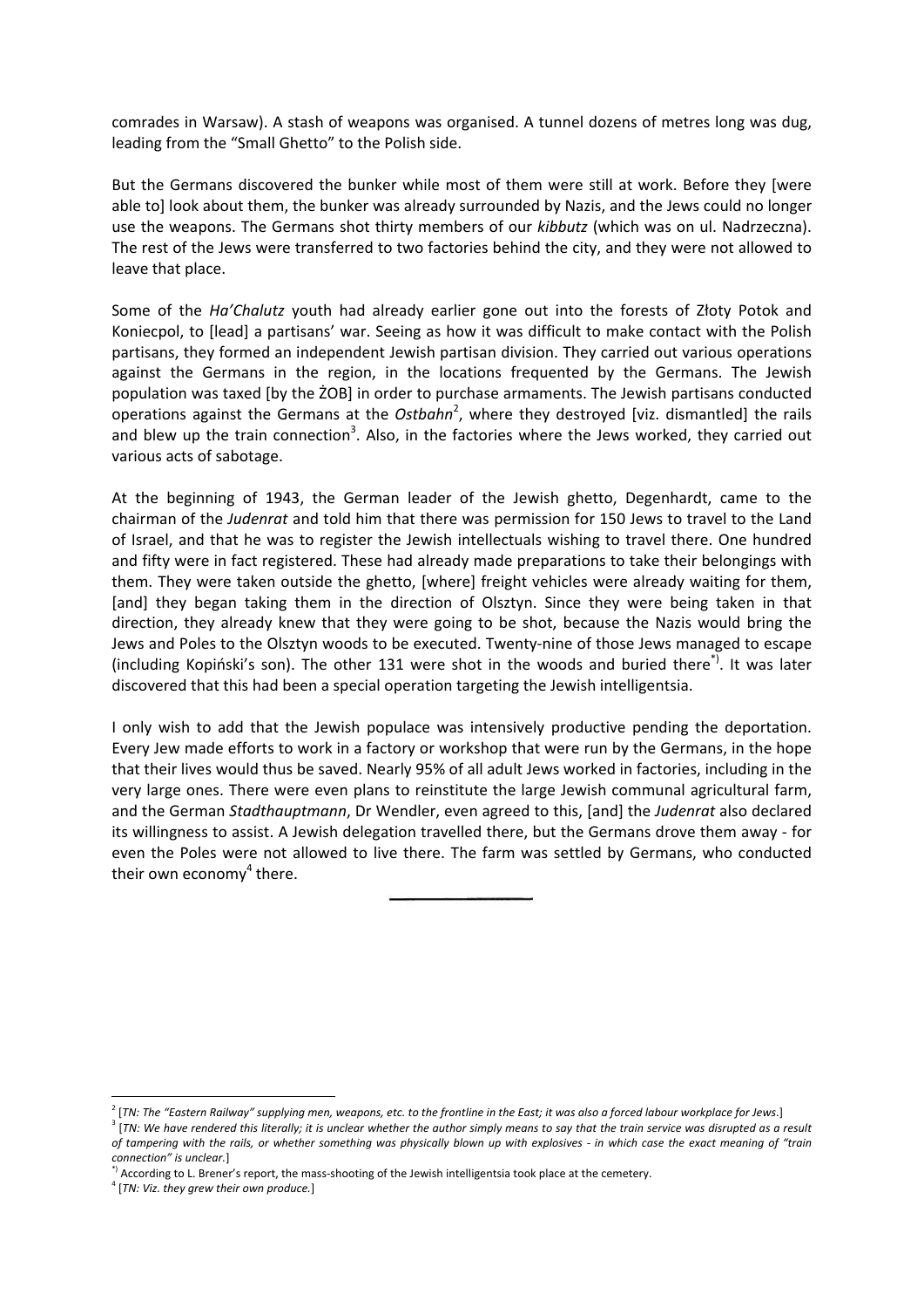comrades in Warsaw). A stash of weapons was organised. A tunnel dozens of metres long was dug, leading from the "Small Ghetto" to the Polish side.

But the Germans discovered the bunker while most of them were still at work. Before they [were able to] look about them, the bunker was already surrounded by Nazis, and the Jews could no longer use the weapons. The Germans shot thirty members of our *kibbutz* (which was on ul. Nadrzeczna). The rest of the Jews were transferred to two factories behind the city, and they were not allowed to leave that place.

Some of the *Ha'Chalutz* youth had already earlier gone out into the forests of Złoty Potok and Koniecpol, to [lead] a partisans' war. Seeing as how it was difficult to make contact with the Polish partisans, they formed an independent Jewish partisan division. They carried out various operations against the Germans in the region, in the locations frequented by the Germans. The Jewish population was taxed [by the ŻOB] in order to purchase armaments. The Jewish partisans conducted operations against the Germans at the *Ostbahn*[2], where they destroyed [viz. dismantled] the rails and blew up the train connection[3]. Also, in the factories where the Jews worked, they carried out various acts of sabotage.

At the beginning of 1943, the German leader of the Jewish ghetto, Degenhardt, came to the chairman of the *Judenrat* and told him that there was permission for 150 Jews to travel to the Land of Israel, and that he was to register the Jewish intellectuals wishing to travel there. One hundred and fifty were in fact registered. These had already made preparations to take their belongings with them. They were taken outside the ghetto, [where] freight vehicles were already waiting for them, [and] they began taking them in the direction of Olsztyn. Since they were being taken in that direction, they already knew that they were going to be shot, because the Nazis would bring the Jews and Poles to the Olsztyn woods to be executed. Twenty-nine of those Jews managed to escape (including Kopiński's son). The other 131 were shot in the woods and buried there[*)]. It was later discovered that this had been a special operation targeting the Jewish intelligentsia.

I only wish to add that the Jewish populace was intensively productive pending the deportation. Every Jew made efforts to work in a factory or workshop that were run by the Germans, in the hope that their lives would thus be saved. Nearly 95% of all adult Jews worked in factories, including in the very large ones. There were even plans to reinstitute the large Jewish communal agricultural farm, and the German *Stadthauptmann*, Dr Wendler, even agreed to this, [and] the *Judenrat* also declared its willingness to assist. A Jewish delegation travelled there, but the Germans drove them away - for even the Poles were not allowed to live there. The farm was settled by Germans, who conducted their own economy[4] there.

---

[2] [*TN: The "Eastern Railway" supplying men, weapons, etc. to the frontline in the East; it was also a forced labour workplace for Jews.*]

[3] [*TN: We have rendered this literally; it is unclear whether the author simply means to say that the train service was disrupted as a result of tampering with the rails, or whether something was physically blown up with explosives - in which case the exact meaning of "train connection" is unclear.*]

[*)] According to L. Brener's report, the mass-shooting of the Jewish intelligentsia took place at the cemetery.

[4] [*TN: Viz. they grew their own produce.*]